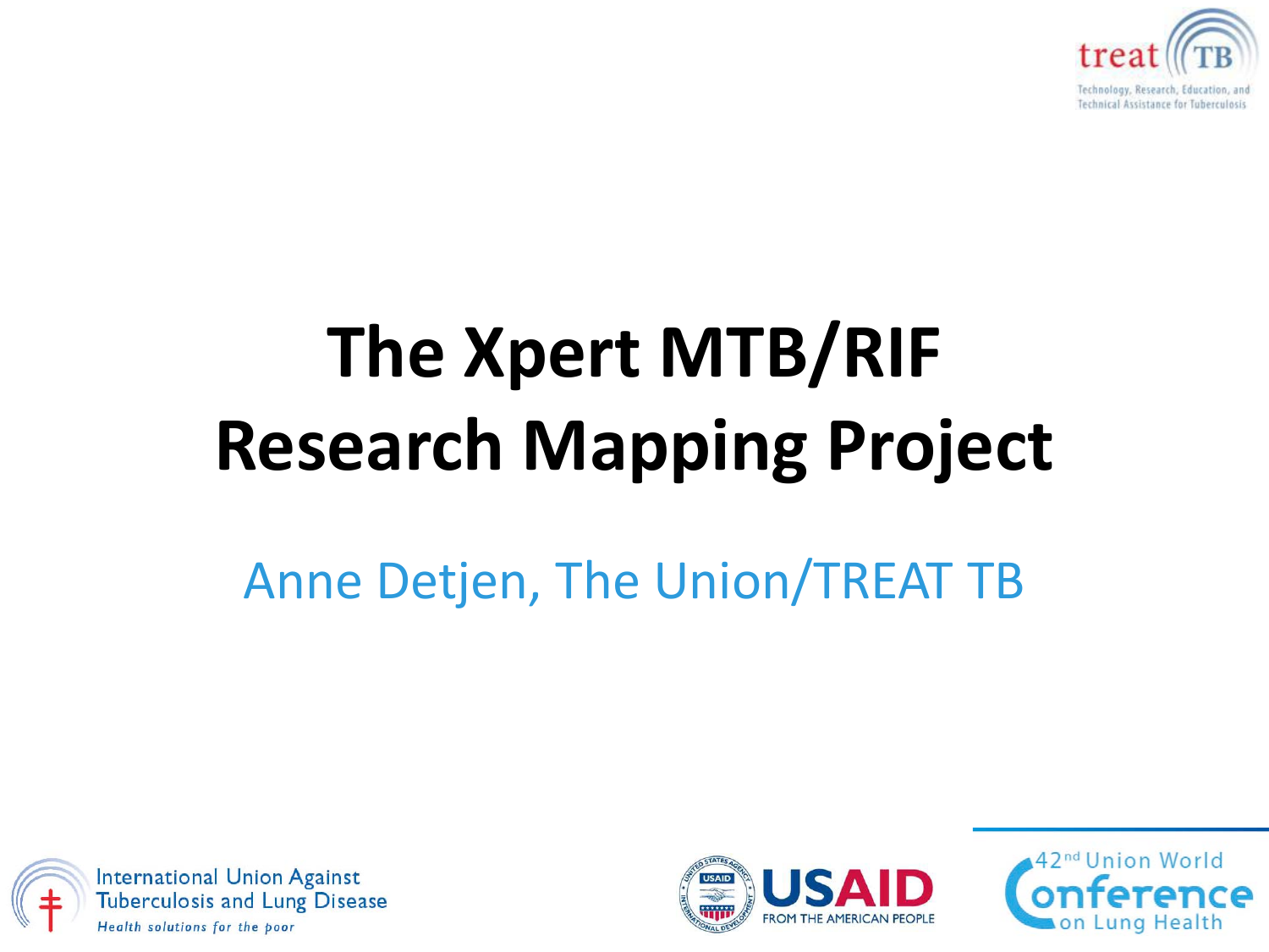# The Xpert MTB/RIF Research Mapping Project

Anne Detjen, The Union/TREAT TB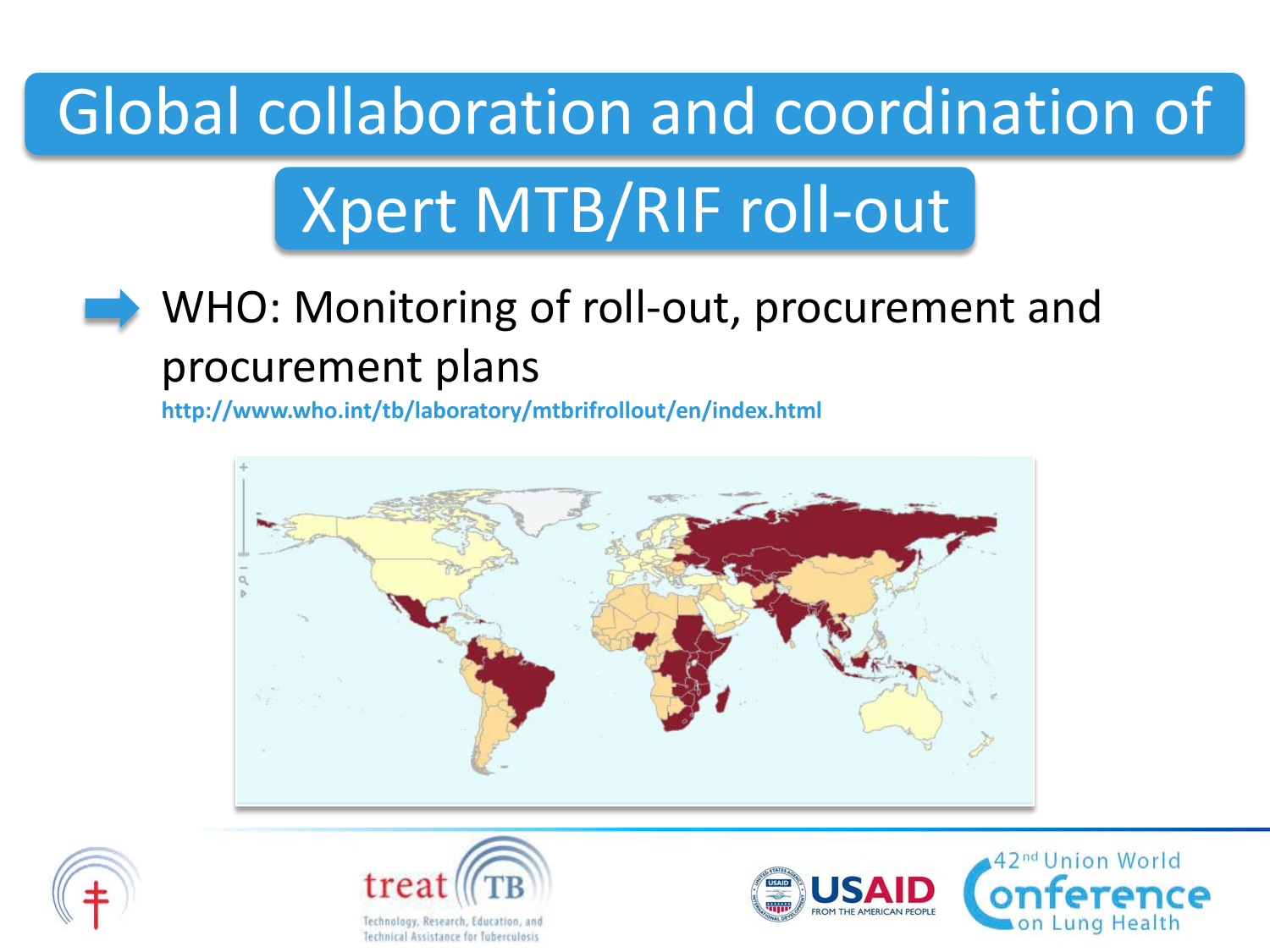# Global collaboration and coordination of Xpert MTB/RIF roll-out

- WHO: Monitoring of roll-out, procurement and procurement plans

http://www.who.int/tb/laboratory/mtbrifrollout/en/index.html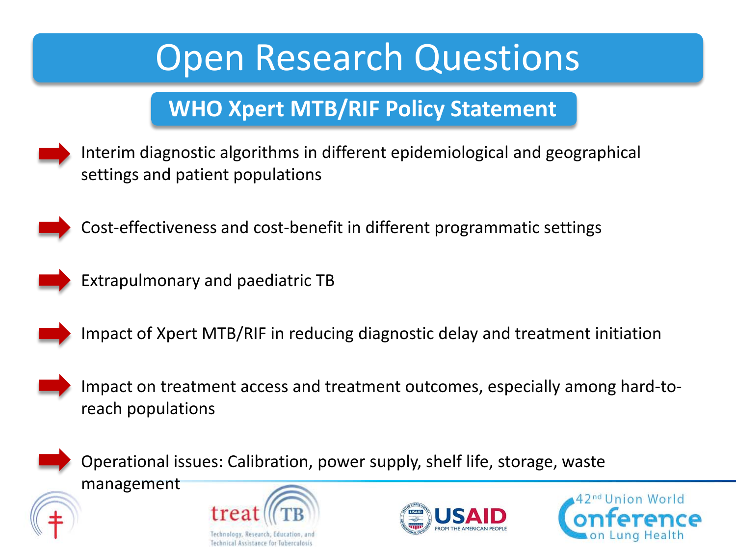# Open Research Questions

## WHO Xpert MTB/RIF Policy Statement

- Interim diagnostic algorithms in different epidemiological and geographical settings and patient populations
- Cost-effectiveness and cost-benefit in different programmatic settings
- Extrapulmonary and paediatric TB
- Impact of Xpert MTB/RIF in reducing diagnostic delay and treatment initiation
- Impact on treatment access and treatment outcomes, especially among hard-to-reach populations
- Operational issues: Calibration, power supply, shelf life, storage, waste management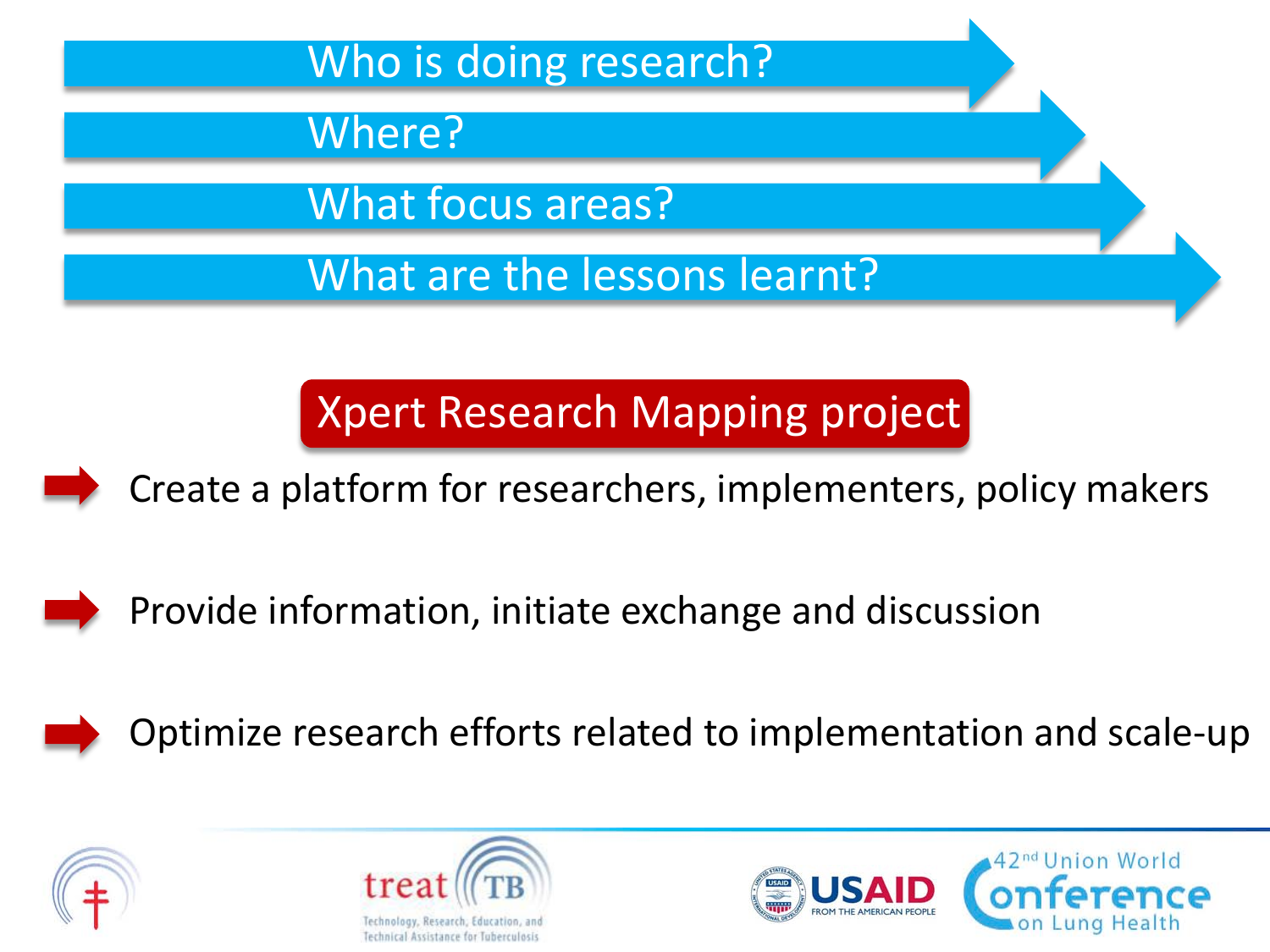- Who is doing research?
- Where?
- What focus areas?
- What are the lessons learnt?

## Xpert Research Mapping project

- Create a platform for researchers, implementers, policy makers
- Provide information, initiate exchange and discussion
- Optimize research efforts related to implementation and scale-up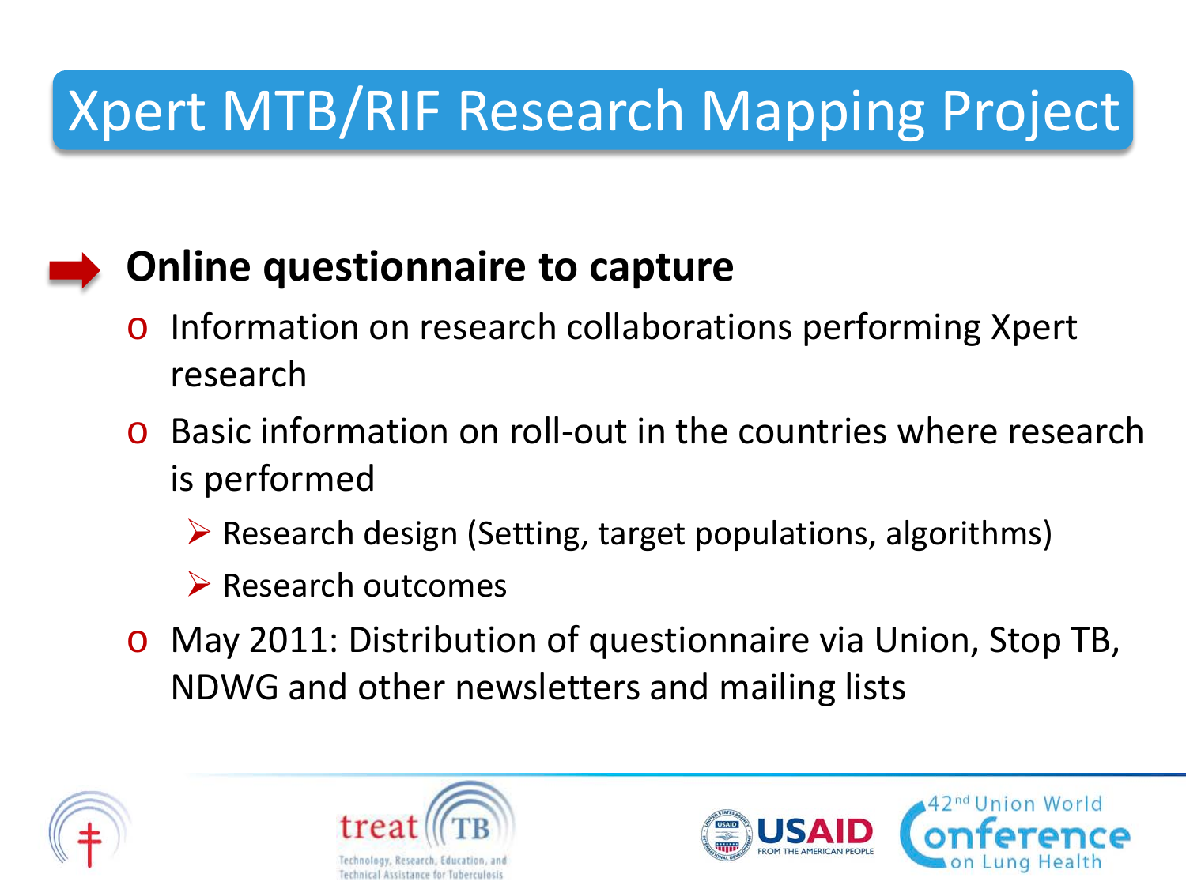# Xpert MTB/RIF Research Mapping Project

- **Online questionnaire to capture**
  - Information on research collaborations performing Xpert research
  - Basic information on roll-out in the countries where research is performed
    - Research design (Setting, target populations, algorithms)
    - Research outcomes
  - May 2011: Distribution of questionnaire via Union, Stop TB, NDWG and other newsletters and mailing lists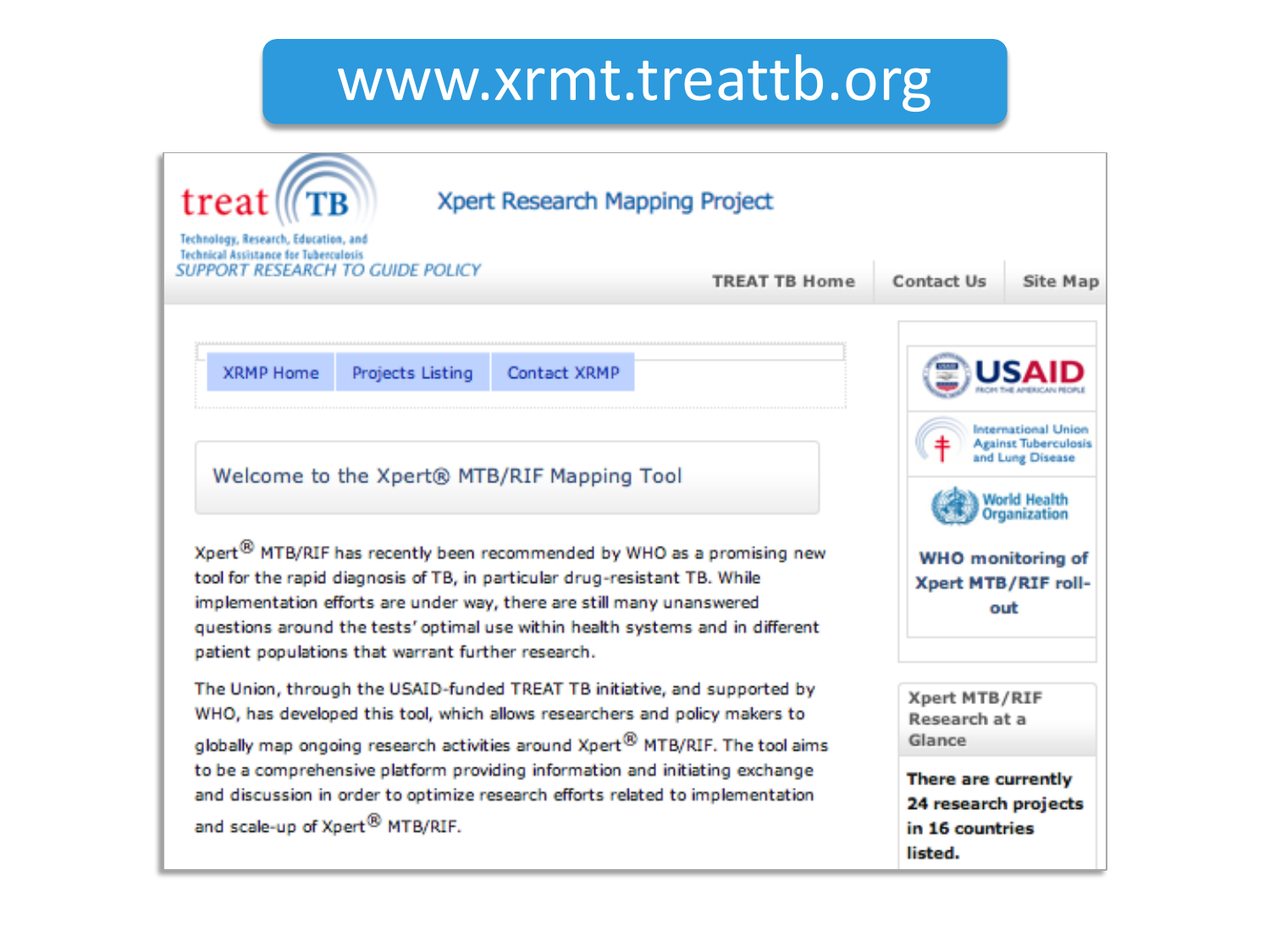# www.xrmt.treattb.org

treat TB

Technology, Research, Education, and Technical Assistance for Tuberculosis

*SUPPORT RESEARCH TO GUIDE POLICY*

Xpert Research Mapping Project

TREAT TB Home | Contact Us | Site Map

XRMP Home | Projects Listing | Contact XRMP

## Welcome to the Xpert® MTB/RIF Mapping Tool

Xpert® MTB/RIF has recently been recommended by WHO as a promising new tool for the rapid diagnosis of TB, in particular drug-resistant TB. While implementation efforts are under way, there are still many unanswered questions around the tests' optimal use within health systems and in different patient populations that warrant further research.

The Union, through the USAID-funded TREAT TB initiative, and supported by WHO, has developed this tool, which allows researchers and policy makers to globally map ongoing research activities around Xpert® MTB/RIF. The tool aims to be a comprehensive platform providing information and initiating exchange and discussion in order to optimize research efforts related to implementation and scale-up of Xpert® MTB/RIF.

USAID FROM THE AMERICAN PEOPLE

International Union Against Tuberculosis and Lung Disease

World Health Organization

**WHO monitoring of Xpert MTB/RIF roll-out**

**Xpert MTB/RIF Research at a Glance**

**There are currently 24 research projects in 16 countries listed.**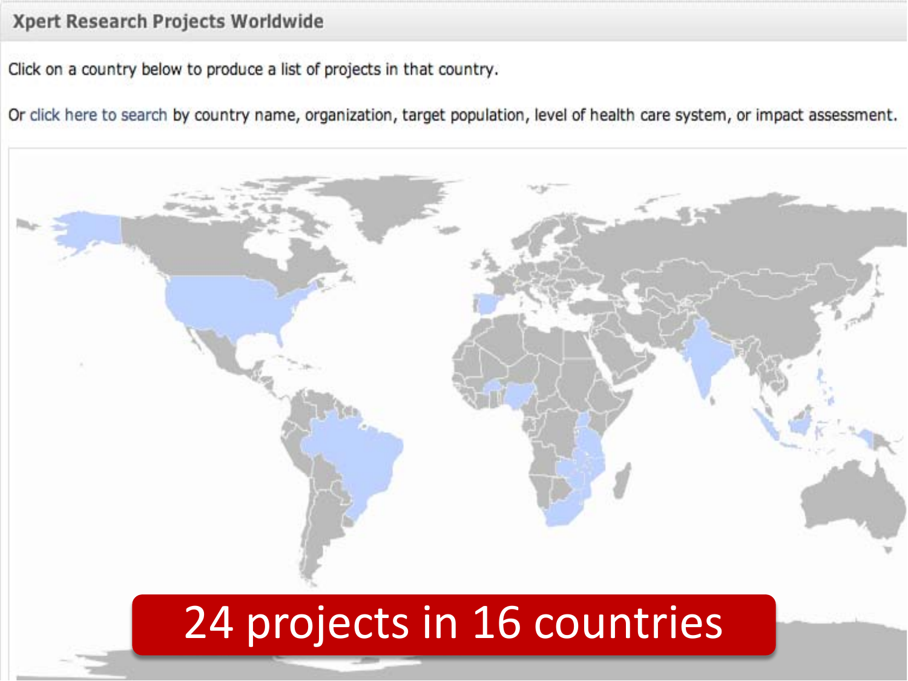## Xpert Research Projects Worldwide

Click on a country below to produce a list of projects in that country.

Or click here to search by country name, organization, target population, level of health care system, or impact assessment.

24 projects in 16 countries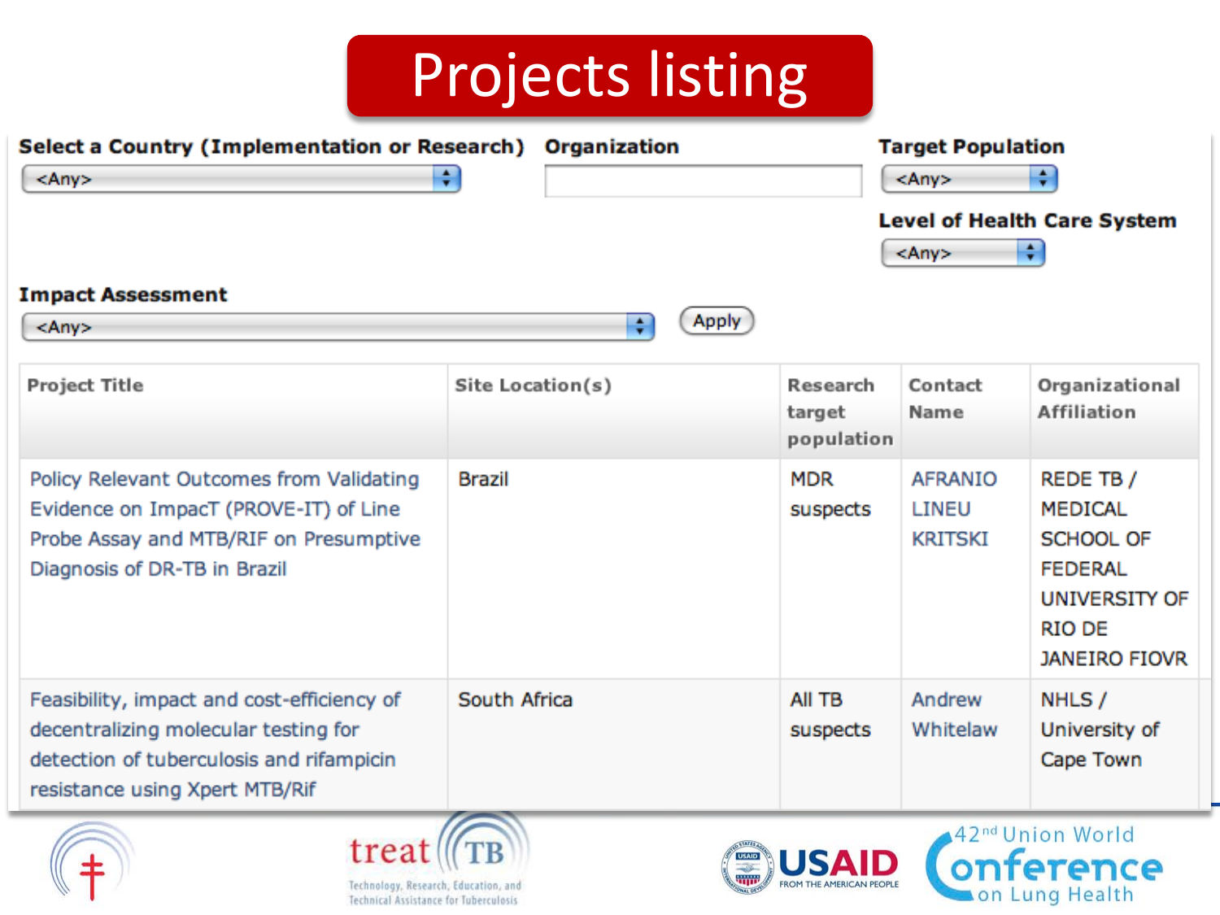# Projects listing

**Select a Country (Implementation or Research)**
<Any>

**Organization**

**Target Population**
<Any>

**Level of Health Care System**
<Any>

**Impact Assessment**
<Any>

Apply

| Project Title | Site Location(s) | Research target population | Contact Name | Organizational Affiliation |
|---|---|---|---|---|
| Policy Relevant Outcomes from Validating Evidence on ImpacT (PROVE-IT) of Line Probe Assay and MTB/RIF on Presumptive Diagnosis of DR-TB in Brazil | Brazil | MDR suspects | AFRANIO LINEU KRITSKI | REDE TB / MEDICAL SCHOOL OF FEDERAL UNIVERSITY OF RIO DE JANEIRO FIOVR |
| Feasibility, impact and cost-efficiency of decentralizing molecular testing for detection of tuberculosis and rifampicin resistance using Xpert MTB/Rif | South Africa | All TB suspects | Andrew Whitelaw | NHLS / University of Cape Town |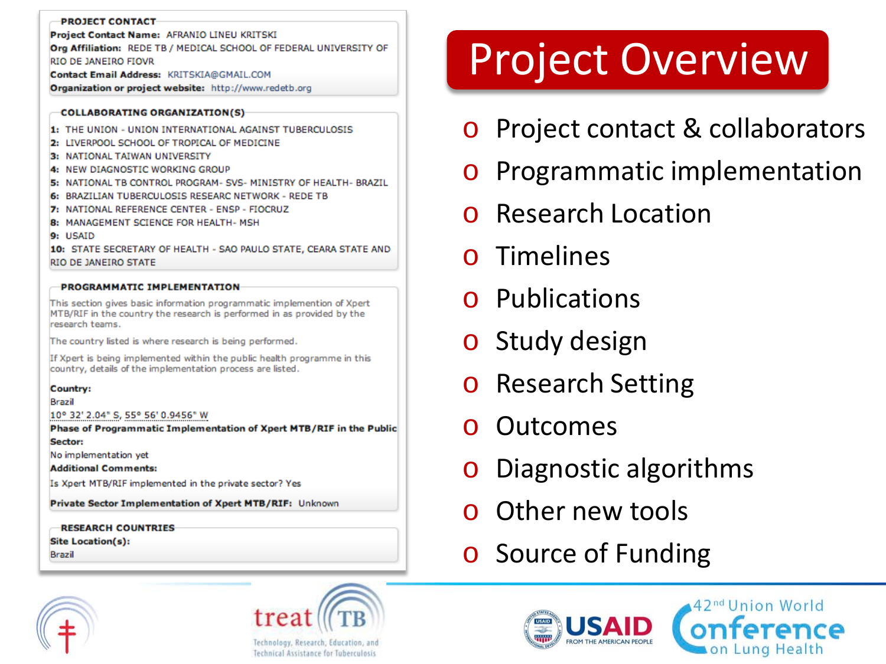# Project Overview

- Project contact & collaborators
- Programmatic implementation
- Research Location
- Timelines
- Publications
- Study design
- Research Setting
- Outcomes
- Diagnostic algorithms
- Other new tools
- Source of Funding

**PROJECT CONTACT**

**Project Contact Name:** AFRANIO LINEU KRITSKI

**Org Affiliation:** REDE TB / MEDICAL SCHOOL OF FEDERAL UNIVERSITY OF RIO DE JANEIRO FIOVR

**Contact Email Address:** KRITSKIA@GMAIL.COM

**Organization or project website:** http://www.redetb.org

**COLLABORATING ORGANIZATION(S)**

1: THE UNION - UNION INTERNATIONAL AGAINST TUBERCULOSIS
2: LIVERPOOL SCHOOL OF TROPICAL OF MEDICINE
3: NATIONAL TAIWAN UNIVERSITY
4: NEW DIAGNOSTIC WORKING GROUP
5: NATIONAL TB CONTROL PROGRAM- SVS- MINISTRY OF HEALTH- BRAZIL
6: BRAZILIAN TUBERCULOSIS RESEARC NETWORK - REDE TB
7: NATIONAL REFERENCE CENTER - ENSP - FIOCRUZ
8: MANAGEMENT SCIENCE FOR HEALTH- MSH
9: USAID
10: STATE SECRETARY OF HEALTH - SAO PAULO STATE, CEARA STATE AND RIO DE JANEIRO STATE

**PROGRAMMATIC IMPLEMENTATION**

This section gives basic information programmatic implemention of Xpert MTB/RIF in the country the research is performed in as provided by the research teams.

The country listed is where research is being performed.

If Xpert is being implemented within the public health programme in this country, details of the implementation process are listed.

**Country:**
Brazil
10° 32' 2.04" S, 55° 56' 0.9456" W

**Phase of Programmatic Implementation of Xpert MTB/RIF in the Public Sector:**
No implementation yet

**Additional Comments:**
Is Xpert MTB/RIF implemented in the private sector? Yes

**Private Sector Implementation of Xpert MTB/RIF:** Unknown

**RESEARCH COUNTRIES**

**Site Location(s):**
Brazil

treat TB — Technology, Research, Education, and Technical Assistance for Tuberculosis

USAID FROM THE AMERICAN PEOPLE

42nd Union World Conference on Lung Health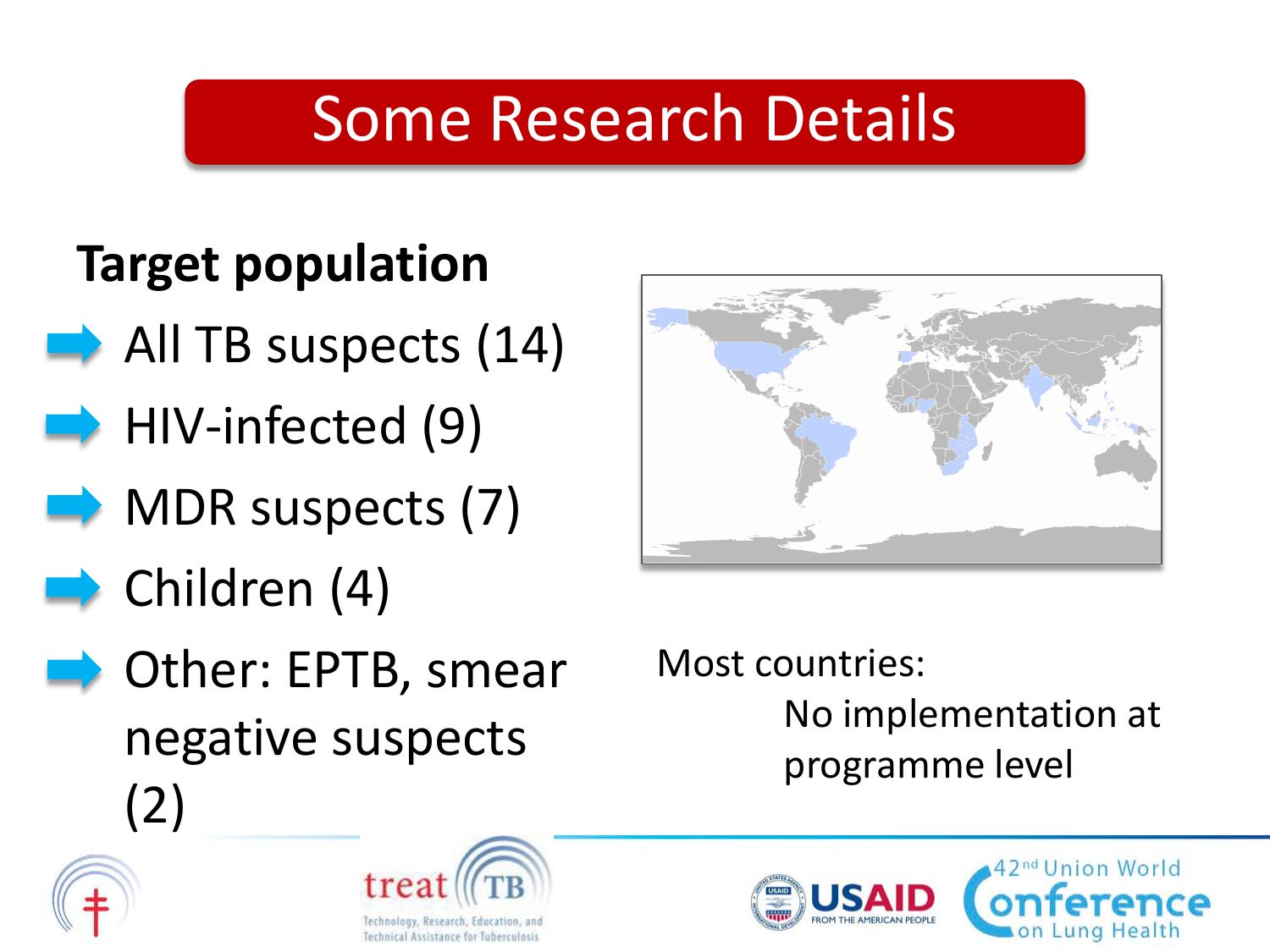# Some Research Details

**Target population**

- All TB suspects (14)
- HIV-infected (9)
- MDR suspects (7)
- Children (4)
- Other: EPTB, smear negative suspects (2)

Most countries:

No implementation at programme level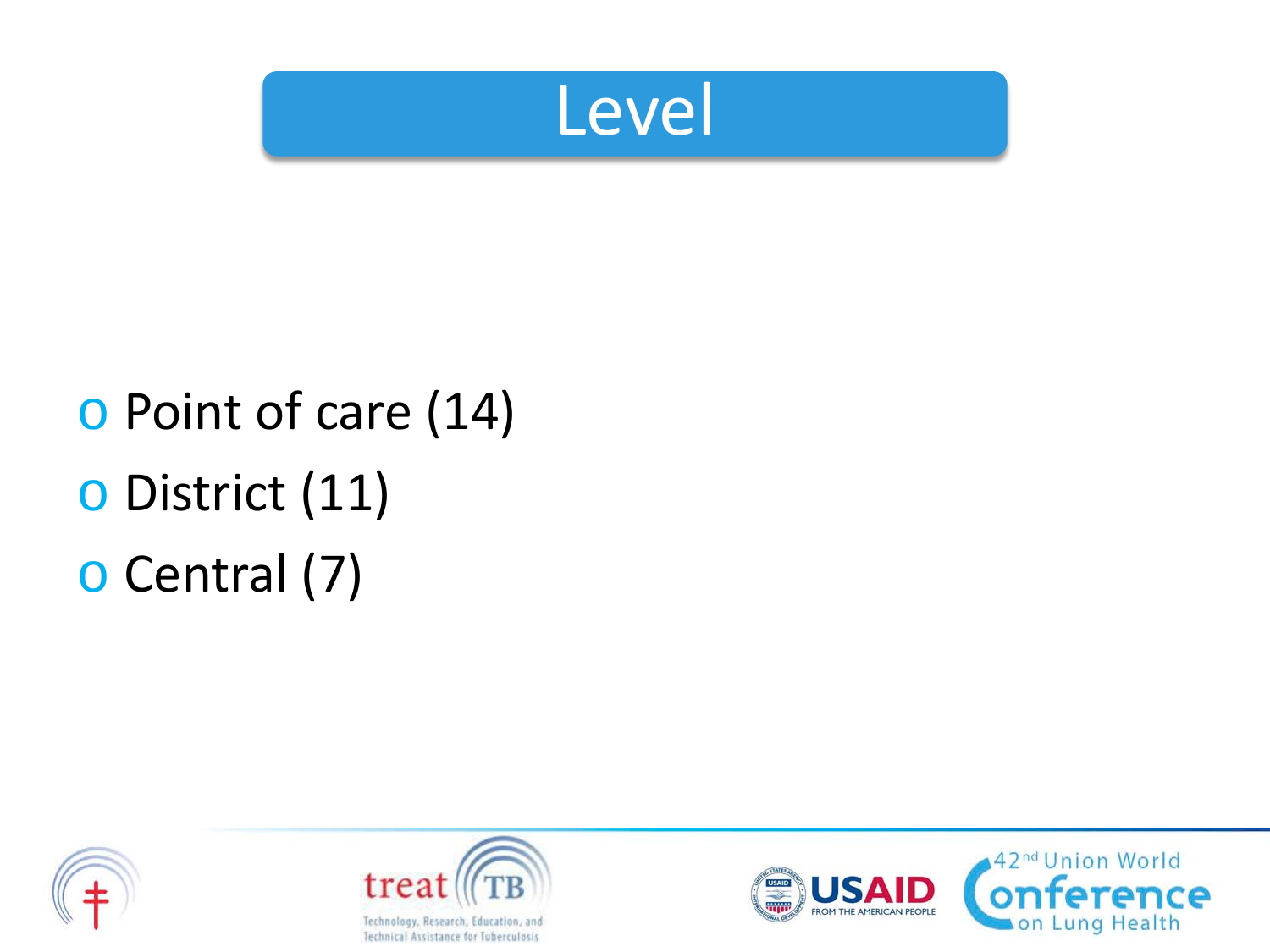# Level

- Point of care (14)
- District (11)
- Central (7)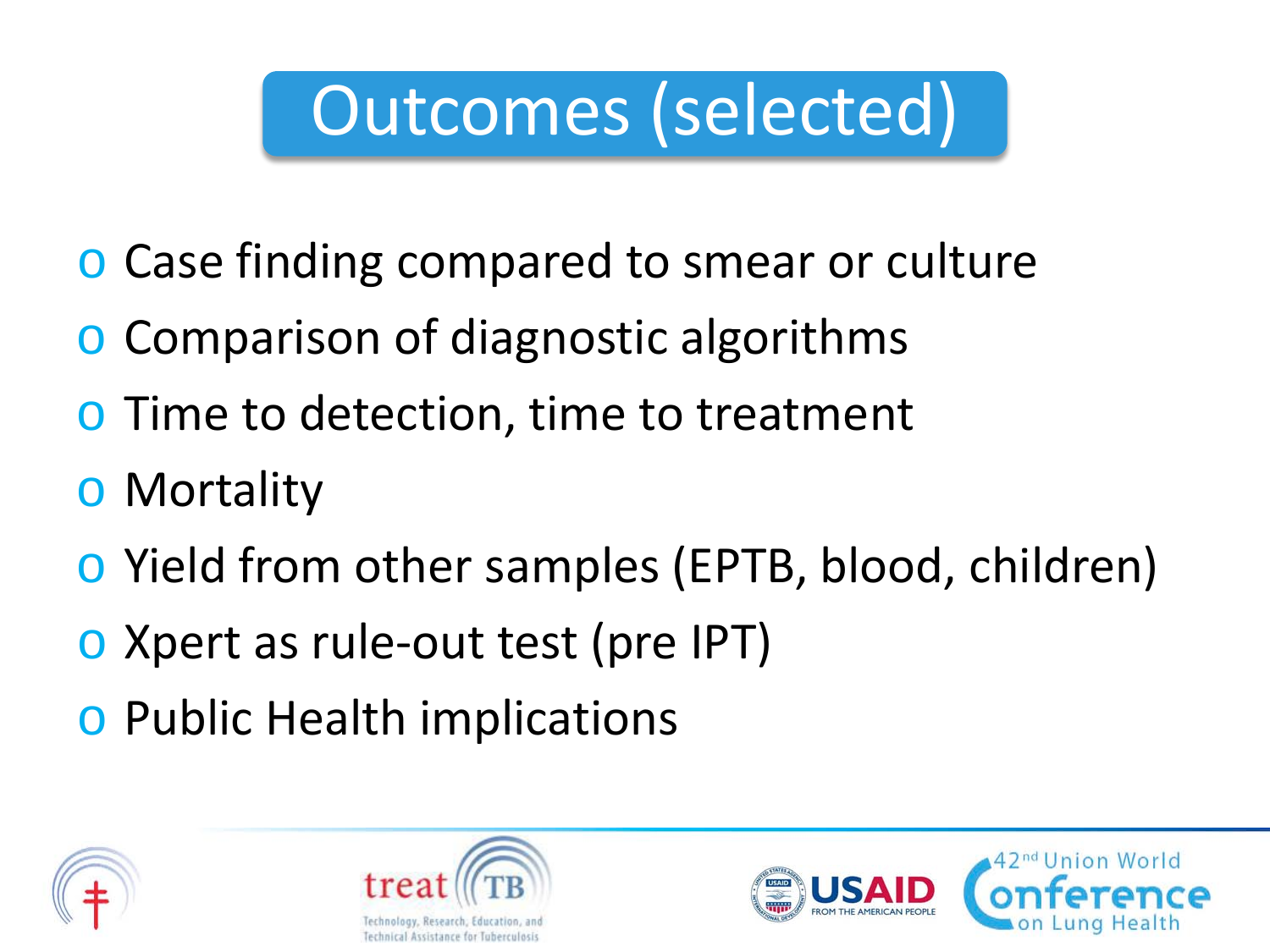# Outcomes (selected)

- Case finding compared to smear or culture
- Comparison of diagnostic algorithms
- Time to detection, time to treatment
- Mortality
- Yield from other samples (EPTB, blood, children)
- Xpert as rule-out test (pre IPT)
- Public Health implications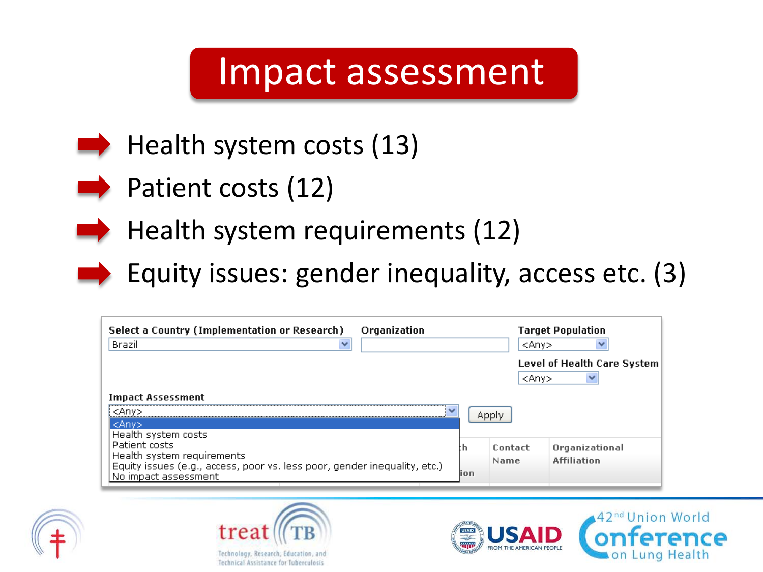# Impact assessment

- Health system costs (13)
- Patient costs (12)
- Health system requirements (12)
- Equity issues: gender inequality, access etc. (3)

Select a Country (Implementation or Research): Brazil

Organization:

Target Population: <Any>

Level of Health Care System: <Any>

Impact Assessment: <Any>

- <Any>
- Health system costs
- Patient costs
- Health system requirements
- Equity issues (e.g., access, poor vs. less poor, gender inequality, etc.)
- No impact assessment

Apply

Contact Name | Organizational Affiliation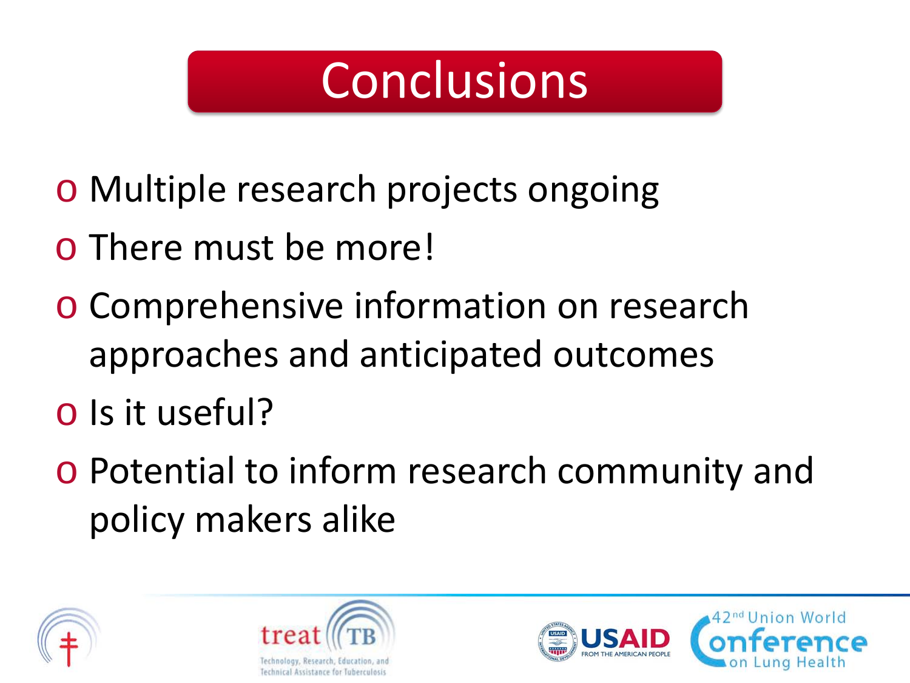# Conclusions

- Multiple research projects ongoing
- There must be more!
- Comprehensive information on research approaches and anticipated outcomes
- Is it useful?
- Potential to inform research community and policy makers alike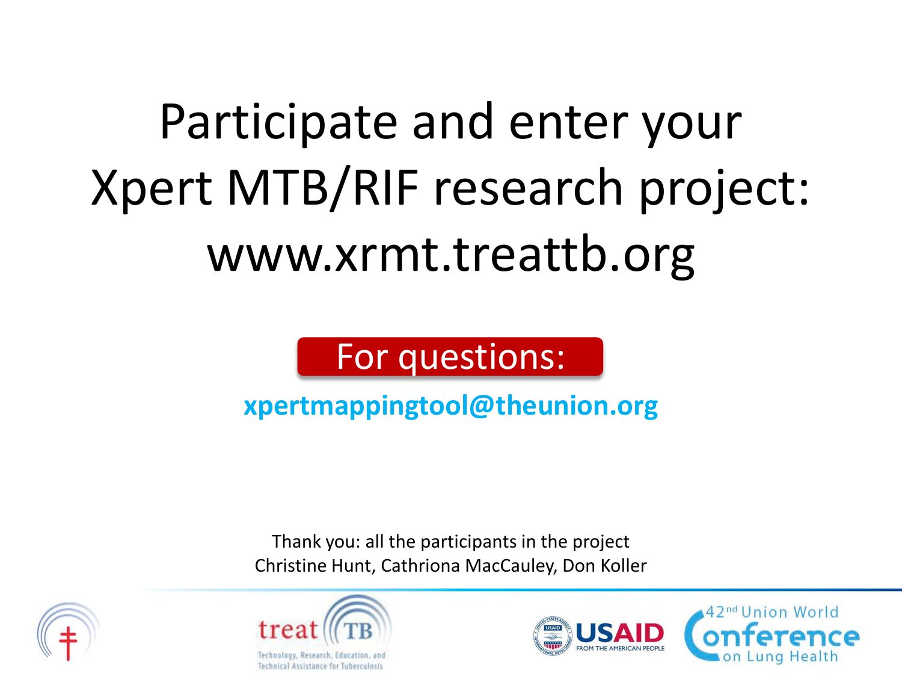# Participate and enter your Xpert MTB/RIF research project: www.xrmt.treattb.org

**For questions:**

**xpertmappingtool@theunion.org**

Thank you: all the participants in the project
Christine Hunt, Cathriona MacCauley, Don Koller

treat TB
Technology, Research, Education, and Technical Assistance for Tuberculosis

USAID
FROM THE AMERICAN PEOPLE

42nd Union World Conference on Lung Health